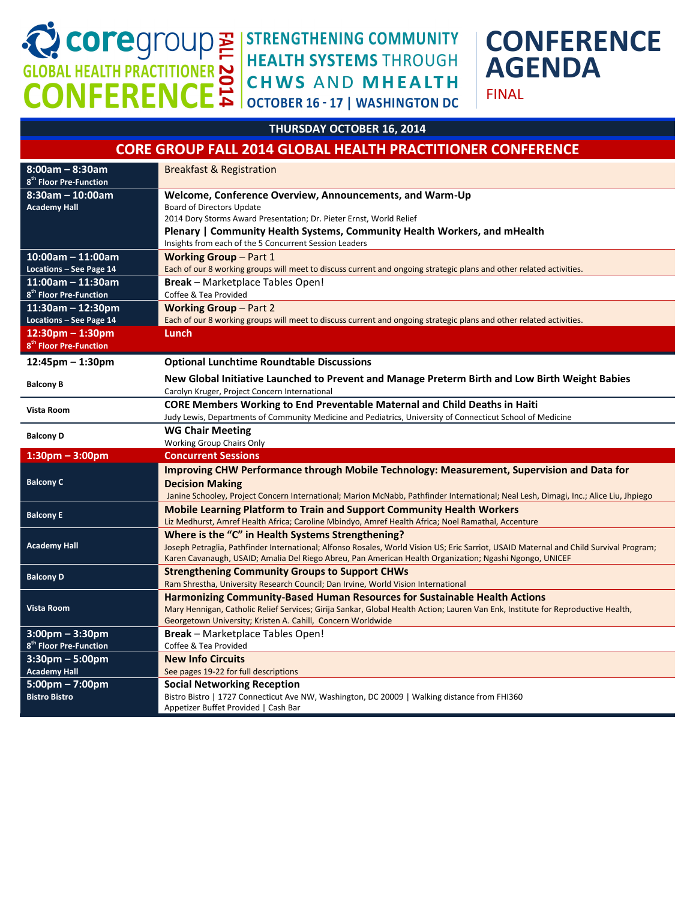# coregroup GLOBAL HEALTH PRACTITIONER CONFERENCE FALL 2014

**STRENGTHENING COMMUNITY HEALTH SYSTEMS THROUGH CHWS AND MHEALTH**
**OCTOBER 16 - 17 | WASHINGTON DC**

# CONFERENCE AGENDA

FINAL

## THURSDAY OCTOBER 16, 2014

## CORE GROUP FALL 2014 GLOBAL HEALTH PRACTITIONER CONFERENCE

| Time / Location | Session |
|---|---|
| **8:00am – 8:30am**<br>**8th Floor Pre-Function** | Breakfast & Registration |
| **8:30am – 10:00am**<br>**Academy Hall** | **Welcome, Conference Overview, Announcements, and Warm-Up**<br>Board of Directors Update<br>2014 Dory Storms Award Presentation; Dr. Pieter Ernst, World Relief<br>**Plenary \| Community Health Systems, Community Health Workers, and mHealth**<br>Insights from each of the 5 Concurrent Session Leaders |
| **10:00am – 11:00am**<br>**Locations – See Page 14** | **Working Group** – Part 1<br>Each of our 8 working groups will meet to discuss current and ongoing strategic plans and other related activities. |
| **11:00am – 11:30am**<br>**8th Floor Pre-Function** | **Break** – Marketplace Tables Open!<br>Coffee & Tea Provided |
| **11:30am – 12:30pm**<br>**Locations – See Page 14** | **Working Group** – Part 2<br>Each of our 8 working groups will meet to discuss current and ongoing strategic plans and other related activities. |
| **12:30pm – 1:30pm**<br>**8th Floor Pre-Function** | **Lunch** |
| **12:45pm – 1:30pm** | **Optional Lunchtime Roundtable Discussions** |
| **Balcony B** | **New Global Initiative Launched to Prevent and Manage Preterm Birth and Low Birth Weight Babies**<br>Carolyn Kruger, Project Concern International |
| **Vista Room** | **CORE Members Working to End Preventable Maternal and Child Deaths in Haiti**<br>Judy Lewis, Departments of Community Medicine and Pediatrics, University of Connecticut School of Medicine |
| **Balcony D** | **WG Chair Meeting**<br>Working Group Chairs Only |
| **1:30pm – 3:00pm** | **Concurrent Sessions** |
| **Balcony C** | **Improving CHW Performance through Mobile Technology: Measurement, Supervision and Data for Decision Making**<br>Janine Schooley, Project Concern International; Marion McNabb, Pathfinder International; Neal Lesh, Dimagi, Inc.; Alice Liu, Jhpiego |
| **Balcony E** | **Mobile Learning Platform to Train and Support Community Health Workers**<br>Liz Medhurst, Amref Health Africa; Caroline Mbindyo, Amref Health Africa; Noel Ramathal, Accenture |
| **Academy Hall** | **Where is the "C" in Health Systems Strengthening?**<br>Joseph Petraglia, Pathfinder International; Alfonso Rosales, World Vision US; Eric Sarriot, USAID Maternal and Child Survival Program; Karen Cavanaugh, USAID; Amalia Del Riego Abreu, Pan American Health Organization; Ngashi Ngongo, UNICEF |
| **Balcony D** | **Strengthening Community Groups to Support CHWs**<br>Ram Shrestha, University Research Council; Dan Irvine, World Vision International |
| **Vista Room** | **Harmonizing Community-Based Human Resources for Sustainable Health Actions**<br>Mary Hennigan, Catholic Relief Services; Girija Sankar, Global Health Action; Lauren Van Enk, Institute for Reproductive Health, Georgetown University; Kristen A. Cahill, Concern Worldwide |
| **3:00pm – 3:30pm**<br>**8th Floor Pre-Function** | **Break** – Marketplace Tables Open!<br>Coffee & Tea Provided |
| **3:30pm – 5:00pm**<br>**Academy Hall** | **New Info Circuits**<br>See pages 19-22 for full descriptions |
| **5:00pm – 7:00pm**<br>**Bistro Bistro** | **Social Networking Reception**<br>Bistro Bistro \| 1727 Connecticut Ave NW, Washington, DC 20009 \| Walking distance from FHI360<br>Appetizer Buffet Provided \| Cash Bar |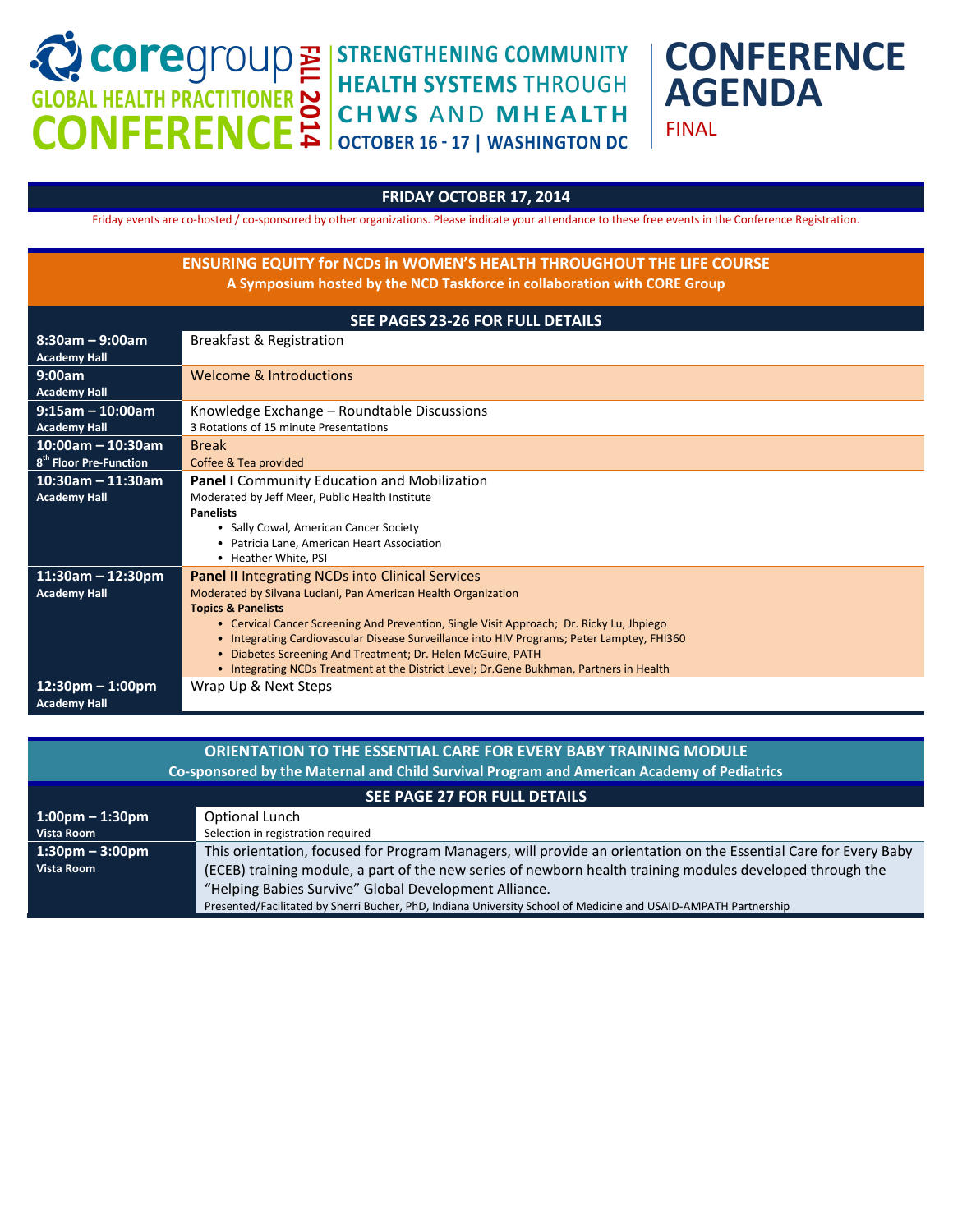# coregroup GLOBAL HEALTH PRACTITIONER CONFERENCE FALL 2014

**STRENGTHENING COMMUNITY HEALTH SYSTEMS THROUGH CHWS AND MHEALTH**
**OCTOBER 16 - 17 | WASHINGTON DC**

# CONFERENCE AGENDA
FINAL

## FRIDAY OCTOBER 17, 2014

Friday events are co-hosted / co-sponsored by other organizations. Please indicate your attendance to these free events in the Conference Registration.

### ENSURING EQUITY for NCDs in WOMEN'S HEALTH THROUGHOUT THE LIFE COURSE
**A Symposium hosted by the NCD Taskforce in collaboration with CORE Group**

**SEE PAGES 23-26 FOR FULL DETAILS**

| | |
|---|---|
| **8:30am – 9:00am**<br>**Academy Hall** | Breakfast & Registration |
| **9:00am**<br>**Academy Hall** | Welcome & Introductions |
| **9:15am – 10:00am**<br>**Academy Hall** | Knowledge Exchange – Roundtable Discussions<br>3 Rotations of 15 minute Presentations |
| **10:00am – 10:30am**<br>**8th Floor Pre-Function** | Break<br>Coffee & Tea provided |
| **10:30am – 11:30am**<br>**Academy Hall** | **Panel I** Community Education and Mobilization<br>Moderated by Jeff Meer, Public Health Institute<br>**Panelists**<br>• Sally Cowal, American Cancer Society<br>• Patricia Lane, American Heart Association<br>• Heather White, PSI |
| **11:30am – 12:30pm**<br>**Academy Hall** | **Panel II** Integrating NCDs into Clinical Services<br>Moderated by Silvana Luciani, Pan American Health Organization<br>**Topics & Panelists**<br>• Cervical Cancer Screening And Prevention, Single Visit Approach; Dr. Ricky Lu, Jhpiego<br>• Integrating Cardiovascular Disease Surveillance into HIV Programs; Peter Lamptey, FHI360<br>• Diabetes Screening And Treatment; Dr. Helen McGuire, PATH<br>• Integrating NCDs Treatment at the District Level; Dr.Gene Bukhman, Partners in Health |
| **12:30pm – 1:00pm**<br>**Academy Hall** | Wrap Up & Next Steps |

### ORIENTATION TO THE ESSENTIAL CARE FOR EVERY BABY TRAINING MODULE
**Co-sponsored by the Maternal and Child Survival Program and American Academy of Pediatrics**

**SEE PAGE 27 FOR FULL DETAILS**

| | |
|---|---|
| **1:00pm – 1:30pm**<br>**Vista Room** | Optional Lunch<br>Selection in registration required |
| **1:30pm – 3:00pm**<br>**Vista Room** | This orientation, focused for Program Managers, will provide an orientation on the Essential Care for Every Baby (ECEB) training module, a part of the new series of newborn health training modules developed through the "Helping Babies Survive" Global Development Alliance.<br>Presented/Facilitated by Sherri Bucher, PhD, Indiana University School of Medicine and USAID-AMPATH Partnership |